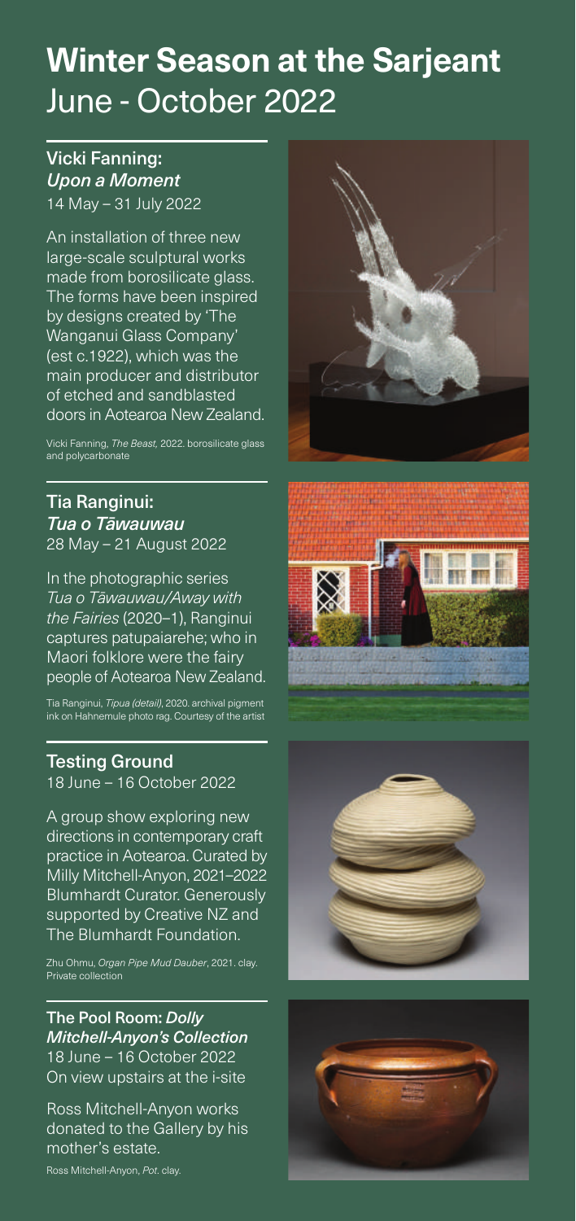# **Winter Season at the Sarjeant** June - October 2022

## Vicki Fanning: *Upon a Moment*

14 May – 31 July 2022

An installation of three new large-scale sculptural works made from borosilicate glass. The forms have been inspired by designs created by 'The Wanganui Glass Company' (est c.1922), which was the main producer and distributor of etched and sandblasted doors in Aotearoa New Zealand.

Vicki Fanning, *The Beast,* 2022. borosilicate glass and polycarbonate

## Tia Ranginui: *Tua o Tāwauwau*

28 May – 21 August 2022

In the photographic series *Tua o Tāwauwau/Away with the Fairies* (2020–1), Ranginui captures patupaiarehe; who in Maori folklore were the fairy people of Aotearoa New Zealand.

Tia Ranginui, *Tipua (detail)*, 2020. archival pigment ink on Hahnemule photo rag. Courtesy of the artist

## Testing Ground

18 June – 16 October 2022

A group show exploring new directions in contemporary craft practice in Aotearoa. Curated by Milly Mitchell-Anyon, 2021–2022 Blumhardt Curator. Generously supported by Creative NZ and The Blumhardt Foundation.

Zhu Ohmu, *Organ Pipe Mud Dauber*, 2021. clay. Private collection

## The Pool Room: *Dolly Mitchell-Anyon's Collection*

18 June – 16 October 2022
On view upstairs at the i-site

Ross Mitchell-Anyon works donated to the Gallery by his mother's estate.

Ross Mitchell-Anyon, *Pot*. clay.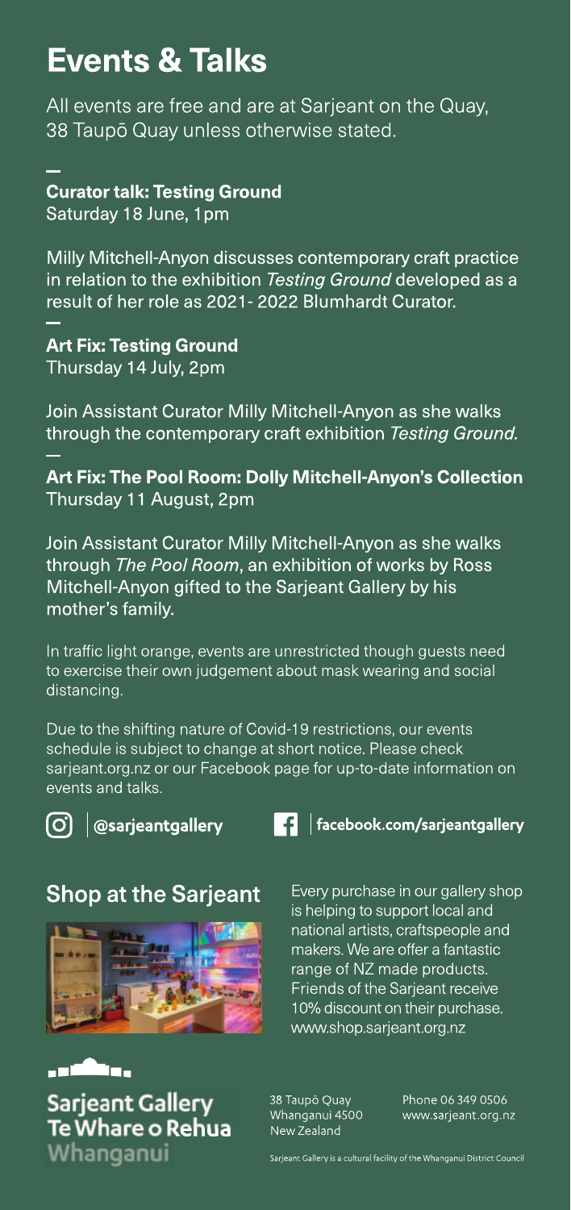# Events & Talks

All events are free and are at Sarjeant on the Quay, 38 Taupō Quay unless otherwise stated.

**Curator talk: Testing Ground**
Saturday 18 June, 1pm

Milly Mitchell-Anyon discusses contemporary craft practice in relation to the exhibition *Testing Ground* developed as a result of her role as 2021- 2022 Blumhardt Curator.

**Art Fix: Testing Ground**
Thursday 14 July, 2pm

Join Assistant Curator Milly Mitchell-Anyon as she walks through the contemporary craft exhibition *Testing Ground.*

**Art Fix: The Pool Room: Dolly Mitchell-Anyon's Collection**
Thursday 11 August, 2pm

Join Assistant Curator Milly Mitchell-Anyon as she walks through *The Pool Room*, an exhibition of works by Ross Mitchell-Anyon gifted to the Sarjeant Gallery by his mother's family.

In traffic light orange, events are unrestricted though guests need to exercise their own judgement about mask wearing and social distancing.

Due to the shifting nature of Covid-19 restrictions, our events schedule is subject to change at short notice. Please check sarjeant.org.nz or our Facebook page for up-to-date information on events and talks.

@sarjeantgallery | facebook.com/sarjeantgallery

## Shop at the Sarjeant

Every purchase in our gallery shop is helping to support local and national artists, craftspeople and makers. We are offer a fantastic range of NZ made products. Friends of the Sarjeant receive 10% discount on their purchase. www.shop.sarjeant.org.nz

**Sarjeant Gallery**
**Te Whare o Rehua**
Whanganui

38 Taupō Quay
Whanganui 4500
New Zealand

Phone 06 349 0506
www.sarjeant.org.nz

Sarjeant Gallery is a cultural facility of the Whanganui District Council